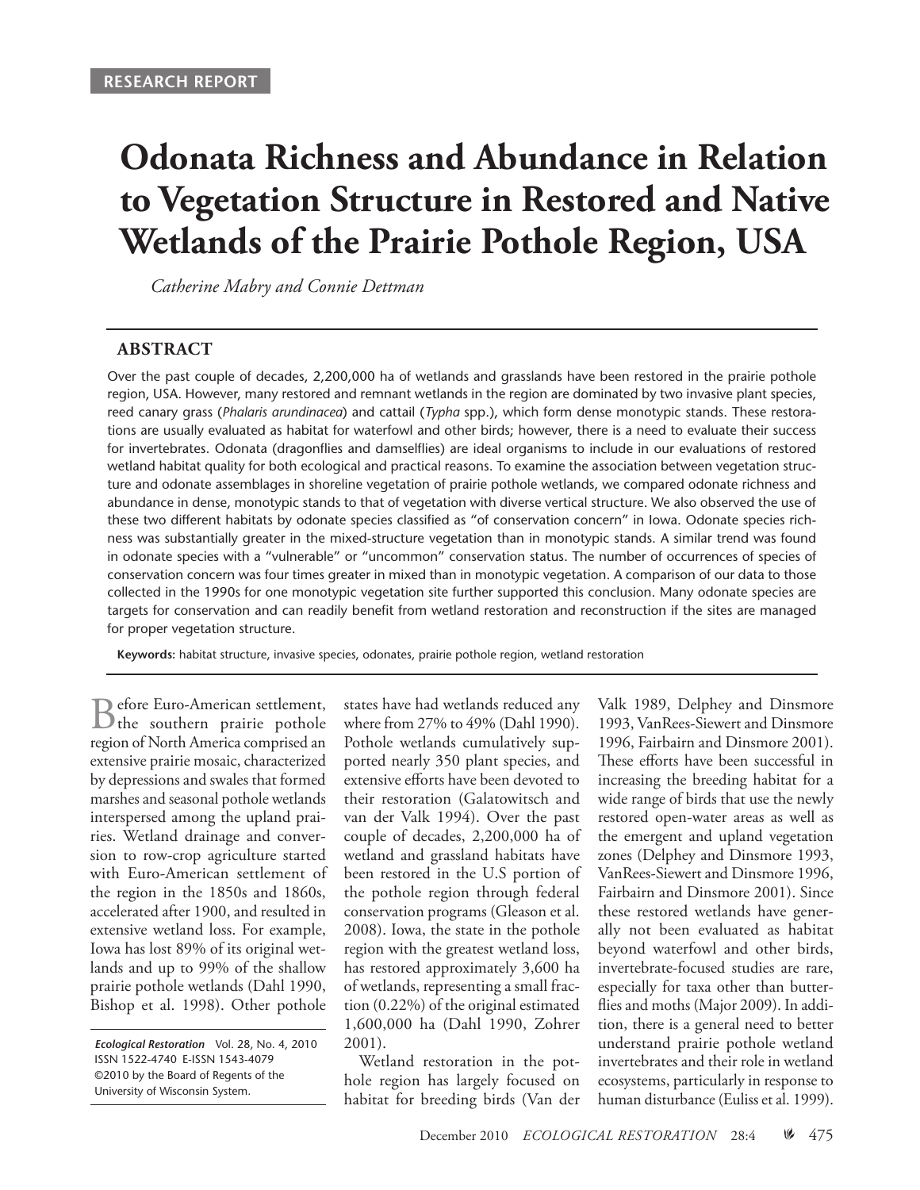RESEARCH REPORT

# Odonata Richness and Abundance in Relation to Vegetation Structure in Restored and Native Wetlands of the Prairie Pothole Region, USA

*Catherine Mabry and Connie Dettman*

## ABSTRACT

Over the past couple of decades, 2,200,000 ha of wetlands and grasslands have been restored in the prairie pothole region, USA. However, many restored and remnant wetlands in the region are dominated by two invasive plant species, reed canary grass (*Phalaris arundinacea*) and cattail (*Typha* spp.), which form dense monotypic stands. These restorations are usually evaluated as habitat for waterfowl and other birds; however, there is a need to evaluate their success for invertebrates. Odonata (dragonflies and damselflies) are ideal organisms to include in our evaluations of restored wetland habitat quality for both ecological and practical reasons. To examine the association between vegetation structure and odonate assemblages in shoreline vegetation of prairie pothole wetlands, we compared odonate richness and abundance in dense, monotypic stands to that of vegetation with diverse vertical structure. We also observed the use of these two different habitats by odonate species classified as "of conservation concern" in Iowa. Odonate species richness was substantially greater in the mixed-structure vegetation than in monotypic stands. A similar trend was found in odonate species with a "vulnerable" or "uncommon" conservation status. The number of occurrences of species of conservation concern was four times greater in mixed than in monotypic vegetation. A comparison of our data to those collected in the 1990s for one monotypic vegetation site further supported this conclusion. Many odonate species are targets for conservation and can readily benefit from wetland restoration and reconstruction if the sites are managed for proper vegetation structure.

**Keywords:** habitat structure, invasive species, odonates, prairie pothole region, wetland restoration

Before Euro-American settlement, the southern prairie pothole region of North America comprised an extensive prairie mosaic, characterized by depressions and swales that formed marshes and seasonal pothole wetlands interspersed among the upland prairies. Wetland drainage and conversion to row-crop agriculture started with Euro-American settlement of the region in the 1850s and 1860s, accelerated after 1900, and resulted in extensive wetland loss. For example, Iowa has lost 89% of its original wetlands and up to 99% of the shallow prairie pothole wetlands (Dahl 1990, Bishop et al. 1998). Other pothole states have had wetlands reduced any where from 27% to 49% (Dahl 1990). Pothole wetlands cumulatively supported nearly 350 plant species, and extensive efforts have been devoted to their restoration (Galatowitsch and van der Valk 1994). Over the past couple of decades, 2,200,000 ha of wetland and grassland habitats have been restored in the U.S portion of the pothole region through federal conservation programs (Gleason et al. 2008). Iowa, the state in the pothole region with the greatest wetland loss, has restored approximately 3,600 ha of wetlands, representing a small fraction (0.22%) of the original estimated 1,600,000 ha (Dahl 1990, Zohrer 2001).

Wetland restoration in the pothole region has largely focused on habitat for breeding birds (Van der Valk 1989, Delphey and Dinsmore 1993, VanRees-Siewert and Dinsmore 1996, Fairbairn and Dinsmore 2001). These efforts have been successful in increasing the breeding habitat for a wide range of birds that use the newly restored open-water areas as well as the emergent and upland vegetation zones (Delphey and Dinsmore 1993, VanRees-Siewert and Dinsmore 1996, Fairbairn and Dinsmore 2001). Since these restored wetlands have generally not been evaluated as habitat beyond waterfowl and other birds, invertebrate-focused studies are rare, especially for taxa other than butterflies and moths (Major 2009). In addition, there is a general need to better understand prairie pothole wetland invertebrates and their role in wetland ecosystems, particularly in response to human disturbance (Euliss et al. 1999).

*Ecological Restoration* Vol. 28, No. 4, 2010
ISSN 1522-4740 E-ISSN 1543-4079
©2010 by the Board of Regents of the University of Wisconsin System.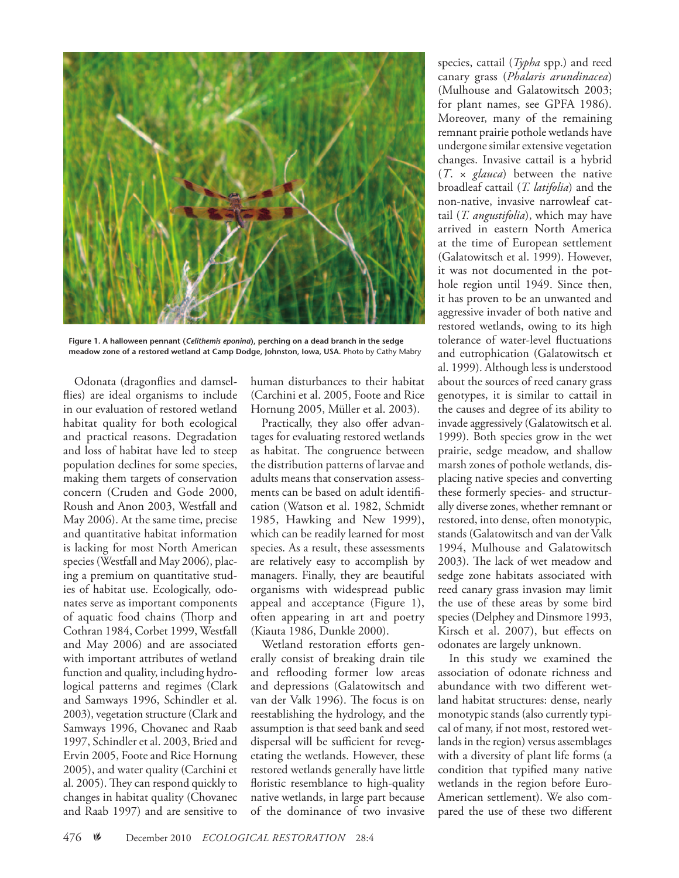Figure 1. A halloween pennant (*Celithemis eponina*), perching on a dead branch in the sedge meadow zone of a restored wetland at Camp Dodge, Johnston, Iowa, USA. Photo by Cathy Mabry

Odonata (dragonflies and damselflies) are ideal organisms to include in our evaluation of restored wetland habitat quality for both ecological and practical reasons. Degradation and loss of habitat have led to steep population declines for some species, making them targets of conservation concern (Cruden and Gode 2000, Roush and Anon 2003, Westfall and May 2006). At the same time, precise and quantitative habitat information is lacking for most North American species (Westfall and May 2006), placing a premium on quantitative studies of habitat use. Ecologically, odonates serve as important components of aquatic food chains (Thorp and Cothran 1984, Corbet 1999, Westfall and May 2006) and are associated with important attributes of wetland function and quality, including hydrological patterns and regimes (Clark and Samways 1996, Schindler et al. 2003), vegetation structure (Clark and Samways 1996, Chovanec and Raab 1997, Schindler et al. 2003, Bried and Ervin 2005, Foote and Rice Hornung 2005), and water quality (Carchini et al. 2005). They can respond quickly to changes in habitat quality (Chovanec and Raab 1997) and are sensitive to human disturbances to their habitat (Carchini et al. 2005, Foote and Rice Hornung 2005, Müller et al. 2003).

Practically, they also offer advantages for evaluating restored wetlands as habitat. The congruence between the distribution patterns of larvae and adults means that conservation assessments can be based on adult identification (Watson et al. 1982, Schmidt 1985, Hawking and New 1999), which can be readily learned for most species. As a result, these assessments are relatively easy to accomplish by managers. Finally, they are beautiful organisms with widespread public appeal and acceptance (Figure 1), often appearing in art and poetry (Kiauta 1986, Dunkle 2000).

Wetland restoration efforts generally consist of breaking drain tile and reflooding former low areas and depressions (Galatowitsch and van der Valk 1996). The focus is on reestablishing the hydrology, and the assumption is that seed bank and seed dispersal will be sufficient for revegetating the wetlands. However, these restored wetlands generally have little floristic resemblance to high-quality native wetlands, in large part because of the dominance of two invasive species, cattail (*Typha* spp.) and reed canary grass (*Phalaris arundinacea*) (Mulhouse and Galatowitsch 2003; for plant names, see GPFA 1986). Moreover, many of the remaining remnant prairie pothole wetlands have undergone similar extensive vegetation changes. Invasive cattail is a hybrid (*T.* × *glauca*) between the native broadleaf cattail (*T. latifolia*) and the non-native, invasive narrowleaf cattail (*T. angustifolia*), which may have arrived in eastern North America at the time of European settlement (Galatowitsch et al. 1999). However, it was not documented in the pothole region until 1949. Since then, it has proven to be an unwanted and aggressive invader of both native and restored wetlands, owing to its high tolerance of water-level fluctuations and eutrophication (Galatowitsch et al. 1999). Although less is understood about the sources of reed canary grass genotypes, it is similar to cattail in the causes and degree of its ability to invade aggressively (Galatowitsch et al. 1999). Both species grow in the wet prairie, sedge meadow, and shallow marsh zones of pothole wetlands, displacing native species and converting these formerly species- and structurally diverse zones, whether remnant or restored, into dense, often monotypic, stands (Galatowitsch and van der Valk 1994, Mulhouse and Galatowitsch 2003). The lack of wet meadow and sedge zone habitats associated with reed canary grass invasion may limit the use of these areas by some bird species (Delphey and Dinsmore 1993, Kirsch et al. 2007), but effects on odonates are largely unknown.

In this study we examined the association of odonate richness and abundance with two different wetland habitat structures: dense, nearly monotypic stands (also currently typical of many, if not most, restored wetlands in the region) versus assemblages with a diversity of plant life forms (a condition that typified many native wetlands in the region before Euro-American settlement). We also compared the use of these two different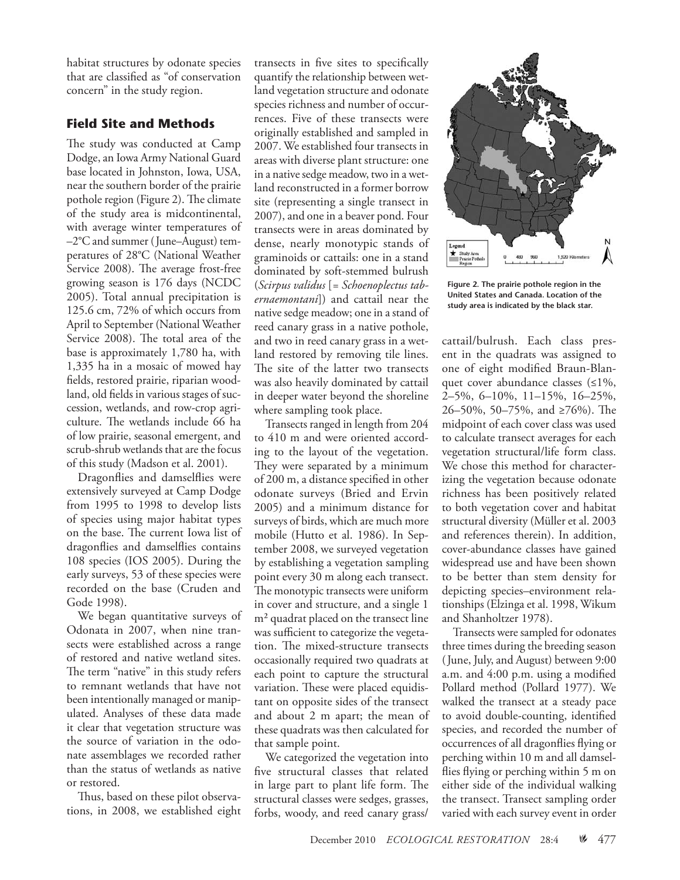habitat structures by odonate species that are classified as "of conservation concern" in the study region.

## Field Site and Methods

The study was conducted at Camp Dodge, an Iowa Army National Guard base located in Johnston, Iowa, USA, near the southern border of the prairie pothole region (Figure 2). The climate of the study area is midcontinental, with average winter temperatures of –2°C and summer (June–August) temperatures of 28°C (National Weather Service 2008). The average frost-free growing season is 176 days (NCDC 2005). Total annual precipitation is 125.6 cm, 72% of which occurs from April to September (National Weather Service 2008). The total area of the base is approximately 1,780 ha, with 1,335 ha in a mosaic of mowed hay fields, restored prairie, riparian woodland, old fields in various stages of succession, wetlands, and row-crop agriculture. The wetlands include 66 ha of low prairie, seasonal emergent, and scrub-shrub wetlands that are the focus of this study (Madson et al. 2001).

Dragonflies and damselflies were extensively surveyed at Camp Dodge from 1995 to 1998 to develop lists of species using major habitat types on the base. The current Iowa list of dragonflies and damselflies contains 108 species (IOS 2005). During the early surveys, 53 of these species were recorded on the base (Cruden and Gode 1998).

We began quantitative surveys of Odonata in 2007, when nine transects were established across a range of restored and native wetland sites. The term "native" in this study refers to remnant wetlands that have not been intentionally managed or manipulated. Analyses of these data made it clear that vegetation structure was the source of variation in the odonate assemblages we recorded rather than the status of wetlands as native or restored.

Thus, based on these pilot observations, in 2008, we established eight transects in five sites to specifically quantify the relationship between wetland vegetation structure and odonate species richness and number of occurrences. Five of these transects were originally established and sampled in 2007. We established four transects in areas with diverse plant structure: one in a native sedge meadow, two in a wetland reconstructed in a former borrow site (representing a single transect in 2007), and one in a beaver pond. Four transects were in areas dominated by dense, nearly monotypic stands of graminoids or cattails: one in a stand dominated by soft-stemmed bulrush (*Scirpus validus* [= *Schoenoplectus tabernaemontani*]) and cattail near the native sedge meadow; one in a stand of reed canary grass in a native pothole, and two in reed canary grass in a wetland restored by removing tile lines. The site of the latter two transects was also heavily dominated by cattail in deeper water beyond the shoreline where sampling took place.

Transects ranged in length from 204 to 410 m and were oriented according to the layout of the vegetation. They were separated by a minimum of 200 m, a distance specified in other odonate surveys (Bried and Ervin 2005) and a minimum distance for surveys of birds, which are much more mobile (Hutto et al. 1986). In September 2008, we surveyed vegetation by establishing a vegetation sampling point every 30 m along each transect. The monotypic transects were uniform in cover and structure, and a single 1 m² quadrat placed on the transect line was sufficient to categorize the vegetation. The mixed-structure transects occasionally required two quadrats at each point to capture the structural variation. These were placed equidistant on opposite sides of the transect and about 2 m apart; the mean of these quadrats was then calculated for that sample point.

We categorized the vegetation into five structural classes that related in large part to plant life form. The structural classes were sedges, grasses, forbs, woody, and reed canary grass/cattail/bulrush. Each class present in the quadrats was assigned to one of eight modified Braun-Blanquet cover abundance classes (≤1%, 2–5%, 6–10%, 11–15%, 16–25%, 26–50%, 50–75%, and ≥76%). The midpoint of each cover class was used to calculate transect averages for each vegetation structural/life form class. We chose this method for characterizing the vegetation because odonate richness has been positively related to both vegetation cover and habitat structural diversity (Müller et al. 2003 and references therein). In addition, cover-abundance classes have gained widespread use and have been shown to be better than stem density for depicting species–environment relationships (Elzinga et al. 1998, Wikum and Shanholtzer 1978).

Transects were sampled for odonates three times during the breeding season (June, July, and August) between 9:00 a.m. and 4:00 p.m. using a modified Pollard method (Pollard 1977). We walked the transect at a steady pace to avoid double-counting, identified species, and recorded the number of occurrences of all dragonflies flying or perching within 10 m and all damselflies flying or perching within 5 m on either side of the individual walking the transect. Transect sampling order varied with each survey event in order

**Figure 2.** The prairie pothole region in the United States and Canada. Location of the study area is indicated by the black star.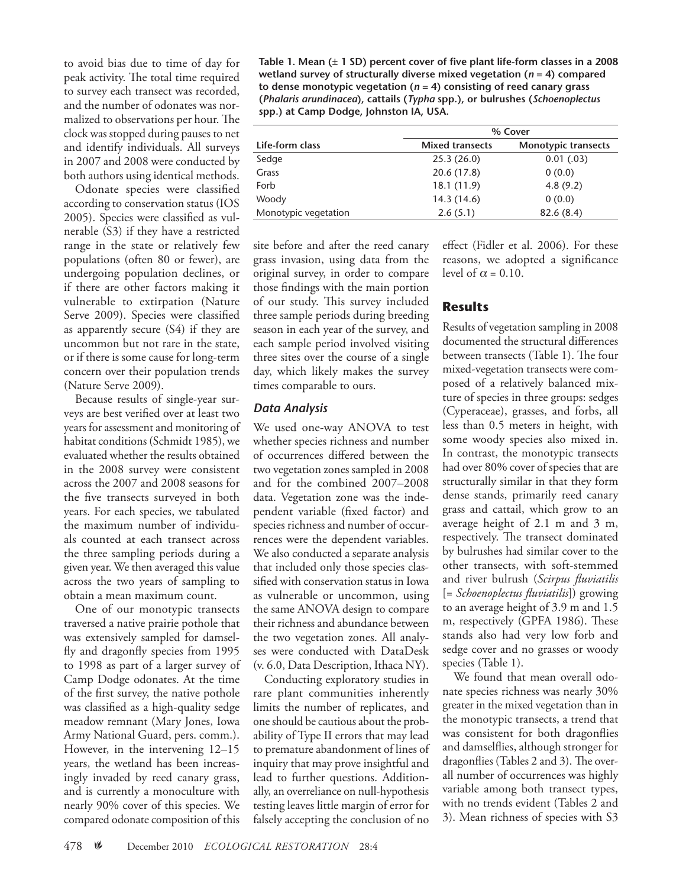to avoid bias due to time of day for peak activity. The total time required to survey each transect was recorded, and the number of odonates was normalized to observations per hour. The clock was stopped during pauses to net and identify individuals. All surveys in 2007 and 2008 were conducted by both authors using identical methods.

Odonate species were classified according to conservation status (IOS 2005). Species were classified as vulnerable (S3) if they have a restricted range in the state or relatively few populations (often 80 or fewer), are undergoing population declines, or if there are other factors making it vulnerable to extirpation (Nature Serve 2009). Species were classified as apparently secure (S4) if they are uncommon but not rare in the state, or if there is some cause for long-term concern over their population trends (Nature Serve 2009).

Because results of single-year surveys are best verified over at least two years for assessment and monitoring of habitat conditions (Schmidt 1985), we evaluated whether the results obtained in the 2008 survey were consistent across the 2007 and 2008 seasons for the five transects surveyed in both years. For each species, we tabulated the maximum number of individuals counted at each transect across the three sampling periods during a given year. We then averaged this value across the two years of sampling to obtain a mean maximum count.

One of our monotypic transects traversed a native prairie pothole that was extensively sampled for damselfly and dragonfly species from 1995 to 1998 as part of a larger survey of Camp Dodge odonates. At the time of the first survey, the native pothole was classified as a high-quality sedge meadow remnant (Mary Jones, Iowa Army National Guard, pers. comm.). However, in the intervening 12–15 years, the wetland has been increasingly invaded by reed canary grass, and is currently a monoculture with nearly 90% cover of this species. We compared odonate composition of this site before and after the reed canary grass invasion, using data from the original survey, in order to compare those findings with the main portion of our study. This survey included three sample periods during breeding season in each year of the survey, and each sample period involved visiting three sites over the course of a single day, which likely makes the survey times comparable to ours.

**Table 1. Mean (± 1 SD) percent cover of five plant life-form classes in a 2008 wetland survey of structurally diverse mixed vegetation ($n$ = 4) compared to dense monotypic vegetation ($n$ = 4) consisting of reed canary grass (*Phalaris arundinacea*), cattails (*Typha* spp.), or bulrushes (*Schoenoplectus* spp.) at Camp Dodge, Johnston IA, USA.**

| | % Cover | |
|---|---|---|
| Life-form class | Mixed transects | Monotypic transects |
| Sedge | 25.3 (26.0) | 0.01 (.03) |
| Grass | 20.6 (17.8) | 0 (0.0) |
| Forb | 18.1 (11.9) | 4.8 (9.2) |
| Woody | 14.3 (14.6) | 0 (0.0) |
| Monotypic vegetation | 2.6 (5.1) | 82.6 (8.4) |

### *Data Analysis*

We used one-way ANOVA to test whether species richness and number of occurrences differed between the two vegetation zones sampled in 2008 and for the combined 2007–2008 data. Vegetation zone was the independent variable (fixed factor) and species richness and number of occurrences were the dependent variables. We also conducted a separate analysis that included only those species classified with conservation status in Iowa as vulnerable or uncommon, using the same ANOVA design to compare their richness and abundance between the two vegetation zones. All analyses were conducted with DataDesk (v. 6.0, Data Description, Ithaca NY).

Conducting exploratory studies in rare plant communities inherently limits the number of replicates, and one should be cautious about the probability of Type II errors that may lead to premature abandonment of lines of inquiry that may prove insightful and lead to further questions. Additionally, an overreliance on null-hypothesis testing leaves little margin of error for falsely accepting the conclusion of no effect (Fidler et al. 2006). For these reasons, we adopted a significance level of $\alpha = 0.10$.

## Results

Results of vegetation sampling in 2008 documented the structural differences between transects (Table 1). The four mixed-vegetation transects were composed of a relatively balanced mixture of species in three groups: sedges (Cyperaceae), grasses, and forbs, all less than 0.5 meters in height, with some woody species also mixed in. In contrast, the monotypic transects had over 80% cover of species that are structurally similar in that they form dense stands, primarily reed canary grass and cattail, which grow to an average height of 2.1 m and 3 m, respectively. The transect dominated by bulrushes had similar cover to the other transects, with soft-stemmed and river bulrush (*Scirpus fluviatilis* [= *Schoenoplectus fluviatilis*]) growing to an average height of 3.9 m and 1.5 m, respectively (GPFA 1986). These stands also had very low forb and sedge cover and no grasses or woody species (Table 1).

We found that mean overall odonate species richness was nearly 30% greater in the mixed vegetation than in the monotypic transects, a trend that was consistent for both dragonflies and damselflies, although stronger for dragonflies (Tables 2 and 3). The overall number of occurrences was highly variable among both transect types, with no trends evident (Tables 2 and 3). Mean richness of species with S3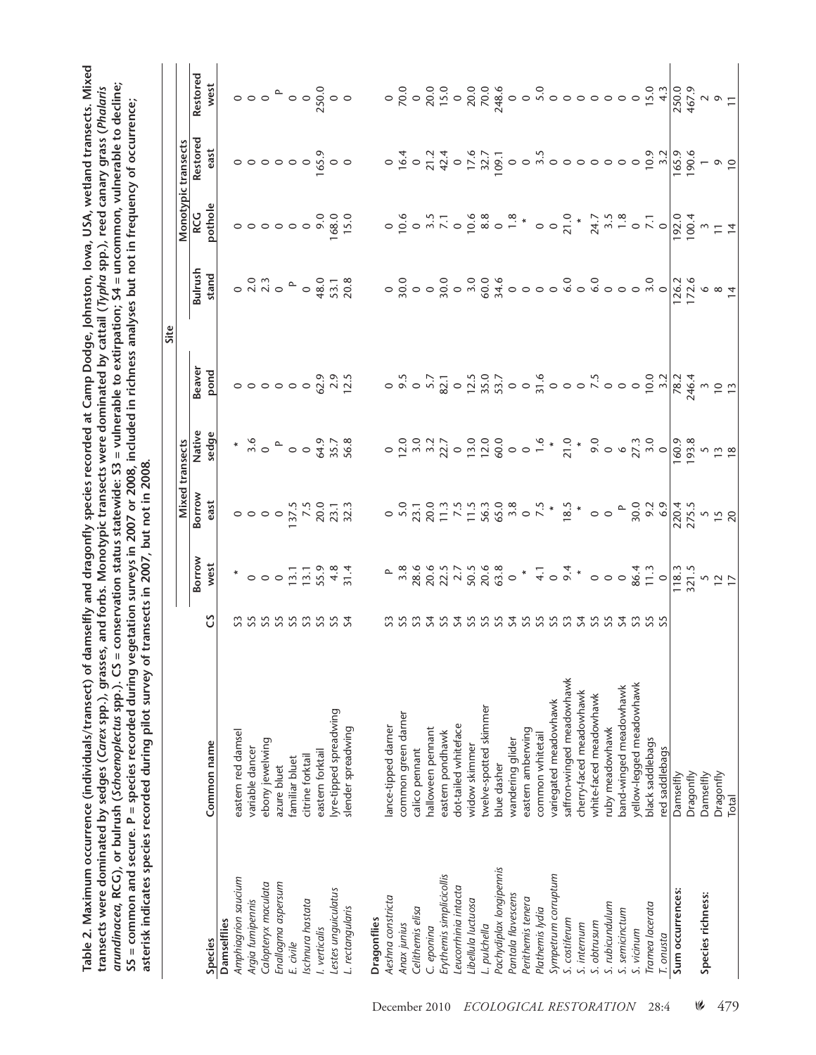**Table 2.** Maximum occurrence (individuals/transect) of damselfly and dragonfly species recorded at Camp Dodge, Johnston, Iowa, USA, wetland transects. Mixed transects were dominated by sedges (*Carex* spp.), grasses, and forbs. Monotypic transects were dominated by cattail (*Typha* spp.), reed canary grass (*Phalaris arundinacea*, RCG), or bulrush (*Schoenoplectus* spp.). CS = conservation status statewide: S3 = vulnerable to extirpation; S4 = uncommon, vulnerable to decline; S5 = common and secure. P = species recorded during vegetation surveys in 2007 or 2008, included in richness analyses but not in frequency of occurrence; asterisk indicates species recorded during pilot survey of transects in 2007, but not in 2008.

| | | | Site | | | | | | | |
|---|---|---|---|---|---|---|---|---|---|---|
| | | | Mixed transects | | | | Monotypic transects | | | |
| Species | Common name | CS | Borrow west | Borrow east | Native sedge | Beaver pond | Bulrush stand | RCG pothole | Restored east | Restored west |
| **Damselflies** | | | | | | | | | | |
| *Amphiagrion saucium* | eastern red damsel | S3 | * | 0 | * | 0 | 0 | 0 | 0 | 0 |
| *Argia fumipennis* | variable dancer | S5 | 0 | 0 | 3.6 | 0 | 2.0 | 0 | 0 | 0 |
| *Calopteryx maculata* | ebony jewelwing | S5 | 0 | 0 | 0 | 0 | 2.3 | 0 | 0 | 0 |
| *Enallagma aspersum* | azure bluet | S5 | 0 | 0 | P | 0 | 0 | 0 | 0 | P |
| *E. civile* | familiar bluet | S5 | 13.1 | 137.5 | 0 | 0 | P | 0 | 0 | 0 |
| *Ischnura hastata* | citrine forktail | S3 | 13.1 | 7.5 | 0 | 0 | 0 | 0 | 0 | 0 |
| *I. verticalis* | eastern forktail | S5 | 55.9 | 20.0 | 64.9 | 62.9 | 48.0 | 9.0 | 165.9 | 250.0 |
| *Lestes unguiculatus* | lyre-tipped spreadwing | S5 | 4.8 | 23.1 | 35.7 | 2.9 | 53.1 | 168.0 | 0 | 0 |
| *L. rectangularis* | slender spreadwing | S4 | 31.4 | 32.3 | 56.8 | 12.5 | 20.8 | 15.0 | 0 | 0 |
| **Dragonflies** | | | | | | | | | | |
| *Aeshna constricta* | lance-tipped darner | S3 | P | 0 | 0 | 0 | 0 | 0 | 0 | 0 |
| *Anax junius* | common green darner | S5 | 3.8 | 5.0 | 12.0 | 9.5 | 30.0 | 10.6 | 16.4 | 70.0 |
| *Celithemis elisa* | calico pennant | S3 | 28.6 | 23.1 | 3.0 | 0 | 0 | 0 | 0 | 0 |
| *C. eponina* | halloween pennant | S4 | 20.6 | 20.0 | 3.2 | 5.7 | 0 | 3.5 | 21.2 | 20.0 |
| *Erythemis simplicicollis* | eastern pondhawk | S5 | 22.5 | 11.3 | 22.7 | 82.1 | 30.0 | 7.1 | 42.4 | 15.0 |
| *Leucorrhinia intacta* | dot-tailed whiteface | S4 | 2.7 | 7.5 | 0 | 0 | 0 | 0 | 0 | 0 |
| *Libellula luctuosa* | widow skimmer | S5 | 50.5 | 11.5 | 13.0 | 12.5 | 3.0 | 10.6 | 17.6 | 20.0 |
| *L. pulchella* | twelve-spotted skimmer | S5 | 20.6 | 56.3 | 12.0 | 35.0 | 60.0 | 8.8 | 32.7 | 70.0 |
| *Pachydiplax longipennis* | blue dasher | S5 | 63.8 | 65.0 | 60.0 | 53.7 | 34.6 | 0 | 109.1 | 248.6 |
| *Pantala flavescens* | wandering glider | S4 | 0 | 3.8 | 0 | 0 | 0 | 1.8 | 0 | 0 |
| *Perithemis tenera* | eastern amberwing | S5 | * | 0 | 0 | 0 | 0 | * | 0 | 0 |
| *Plathemis lydia* | common whitetail | S5 | 4.1 | 7.5 | 1.6 | 31.6 | 0 | 0 | 3.5 | 5.0 |
| *Sympetrum corruptum* | variegated meadowhawk | S5 | 0 | * | * | 0 | 0 | 0 | 0 | 0 |
| *S. costiferum* | saffron-winged meadowhawk | S3 | 9.4 | 18.5 | 21.0 | 0 | 6.0 | 21.0 | 0 | 0 |
| *S. internum* | cherry-faced meadowhawk | S4 | * | * | * | 0 | 0 | * | 0 | 0 |
| *S. obtrusum* | white-faced meadowhawk | S5 | 0 | 0 | 9.0 | 7.5 | 6.0 | 24.7 | 0 | 0 |
| *S. rubicundulum* | ruby meadowhawk | S5 | 0 | 0 | 0 | 0 | 0 | 3.5 | 0 | 0 |
| *S. semicinctum* | band-winged meadowhawk | S4 | 0 | P | 6 | 0 | 0 | 1.8 | 0 | 0 |
| *S. vicinum* | yellow-legged meadowhawk | S3 | 86.4 | 30.0 | 27.3 | 0 | 0 | 0 | 0 | 0 |
| *Tramea lacerata* | black saddlebags | S5 | 11.3 | 9.2 | 3.0 | 10.0 | 3.0 | 7.1 | 10.9 | 15.0 |
| *T. onusta* | red saddlebags | S5 | 0 | 6.9 | 0 | 3.2 | 0 | 0 | 3.2 | 4.3 |
| **Sum occurrences:** | Damselfly | | 118.3 | 220.4 | 160.9 | 78.2 | 126.2 | 192.0 | 165.9 | 250.0 |
| | Dragonfly | | 321.5 | 275.5 | 193.8 | 246.4 | 172.6 | 100.4 | 190.6 | 467.9 |
| **Species richness:** | Damselfly | | 5 | 5 | 5 | 3 | 6 | 3 | 1 | 2 |
| | Dragonfly | | 12 | 15 | 13 | 10 | 8 | 11 | 9 | 9 |
| | Total | | 17 | 20 | 18 | 13 | 14 | 14 | 10 | 11 |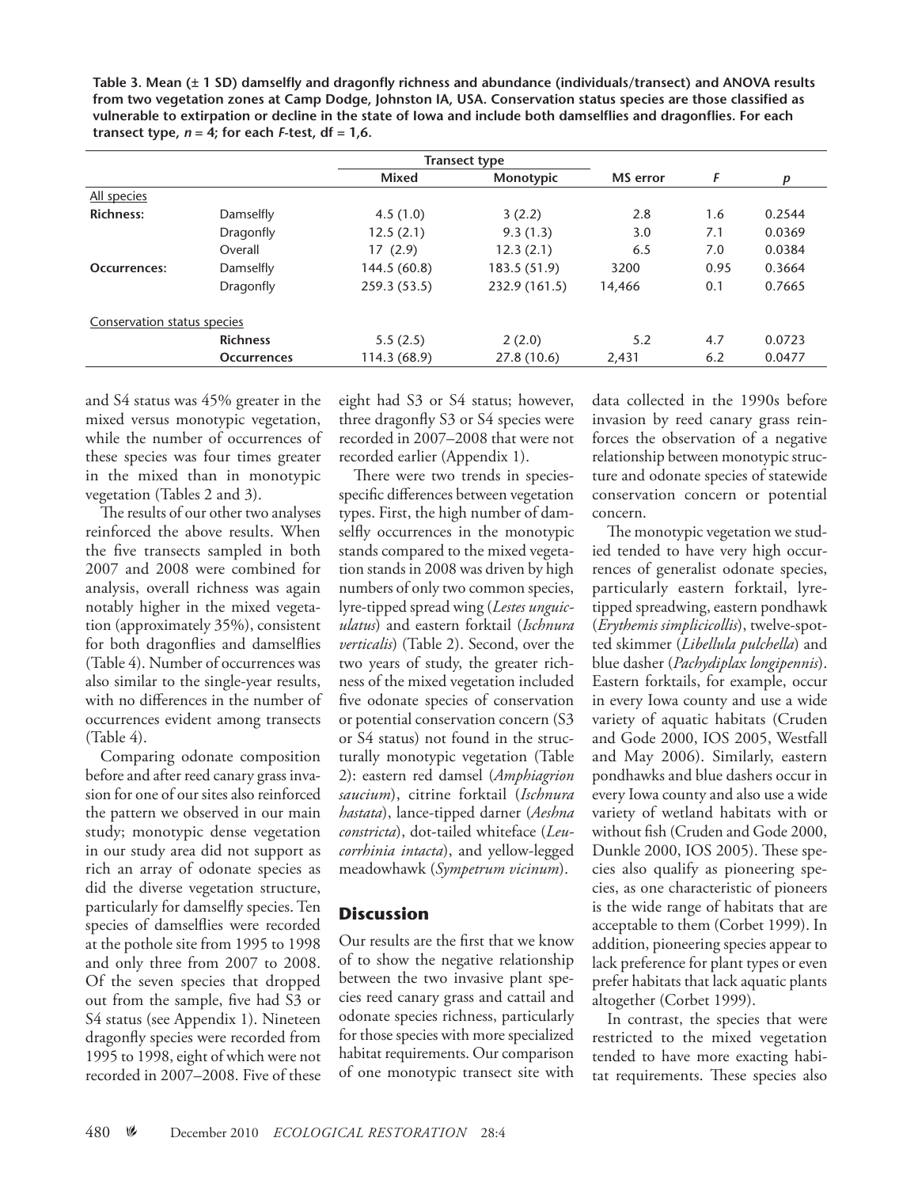**Table 3. Mean (± 1 SD) damselfly and dragonfly richness and abundance (individuals/transect) and ANOVA results from two vegetation zones at Camp Dodge, Johnston IA, USA. Conservation status species are those classified as vulnerable to extirpation or decline in the state of Iowa and include both damselflies and dragonflies. For each transect type, $n = 4$; for each $F$-test, df = 1,6.**

| | | Transect type | | | | |
|---|---|---|---|---|---|---|
| | | Mixed | Monotypic | MS error | $F$ | $p$ |
| All species | | | | | | |
| **Richness:** | Damselfly | 4.5 (1.0) | 3 (2.2) | 2.8 | 1.6 | 0.2544 |
| | Dragonfly | 12.5 (2.1) | 9.3 (1.3) | 3.0 | 7.1 | 0.0369 |
| | Overall | 17 (2.9) | 12.3 (2.1) | 6.5 | 7.0 | 0.0384 |
| **Occurrences:** | Damselfly | 144.5 (60.8) | 183.5 (51.9) | 3200 | 0.95 | 0.3664 |
| | Dragonfly | 259.3 (53.5) | 232.9 (161.5) | 14,466 | 0.1 | 0.7665 |
| Conservation status species | | | | | | |
| | **Richness** | 5.5 (2.5) | 2 (2.0) | 5.2 | 4.7 | 0.0723 |
| | **Occurrences** | 114.3 (68.9) | 27.8 (10.6) | 2,431 | 6.2 | 0.0477 |

and S4 status was 45% greater in the mixed versus monotypic vegetation, while the number of occurrences of these species was four times greater in the mixed than in monotypic vegetation (Tables 2 and 3).

The results of our other two analyses reinforced the above results. When the five transects sampled in both 2007 and 2008 were combined for analysis, overall richness was again notably higher in the mixed vegetation (approximately 35%), consistent for both dragonflies and damselflies (Table 4). Number of occurrences was also similar to the single-year results, with no differences in the number of occurrences evident among transects (Table 4).

Comparing odonate composition before and after reed canary grass invasion for one of our sites also reinforced the pattern we observed in our main study; monotypic dense vegetation in our study area did not support as rich an array of odonate species as did the diverse vegetation structure, particularly for damselfly species. Ten species of damselflies were recorded at the pothole site from 1995 to 1998 and only three from 2007 to 2008. Of the seven species that dropped out from the sample, five had S3 or S4 status (see Appendix 1). Nineteen dragonfly species were recorded from 1995 to 1998, eight of which were not recorded in 2007–2008. Five of these eight had S3 or S4 status; however, three dragonfly S3 or S4 species were recorded in 2007–2008 that were not recorded earlier (Appendix 1).

There were two trends in species-specific differences between vegetation types. First, the high number of damselfly occurrences in the monotypic stands compared to the mixed vegetation stands in 2008 was driven by high numbers of only two common species, lyre-tipped spread wing (*Lestes unguiculatus*) and eastern forktail (*Ischnura verticalis*) (Table 2). Second, over the two years of study, the greater richness of the mixed vegetation included five odonate species of conservation or potential conservation concern (S3 or S4 status) not found in the structurally monotypic vegetation (Table 2): eastern red damsel (*Amphiagrion saucium*), citrine forktail (*Ischnura hastata*), lance-tipped darner (*Aeshna constricta*), dot-tailed whiteface (*Leucorrhinia intacta*), and yellow-legged meadowhawk (*Sympetrum vicinum*).

## Discussion

Our results are the first that we know of to show the negative relationship between the two invasive plant species reed canary grass and cattail and odonate species richness, particularly for those species with more specialized habitat requirements. Our comparison of one monotypic transect site with data collected in the 1990s before invasion by reed canary grass reinforces the observation of a negative relationship between monotypic structure and odonate species of statewide conservation concern or potential concern.

The monotypic vegetation we studied tended to have very high occurrences of generalist odonate species, particularly eastern forktail, lyre-tipped spreadwing, eastern pondhawk (*Erythemis simplicicollis*), twelve-spotted skimmer (*Libellula pulchella*) and blue dasher (*Pachydiplax longipennis*). Eastern forktails, for example, occur in every Iowa county and use a wide variety of aquatic habitats (Cruden and Gode 2000, IOS 2005, Westfall and May 2006). Similarly, eastern pondhawks and blue dashers occur in every Iowa county and also use a wide variety of wetland habitats with or without fish (Cruden and Gode 2000, Dunkle 2000, IOS 2005). These species also qualify as pioneering species, as one characteristic of pioneers is the wide range of habitats that are acceptable to them (Corbet 1999). In addition, pioneering species appear to lack preference for plant types or even prefer habitats that lack aquatic plants altogether (Corbet 1999).

In contrast, the species that were restricted to the mixed vegetation tended to have more exacting habitat requirements. These species also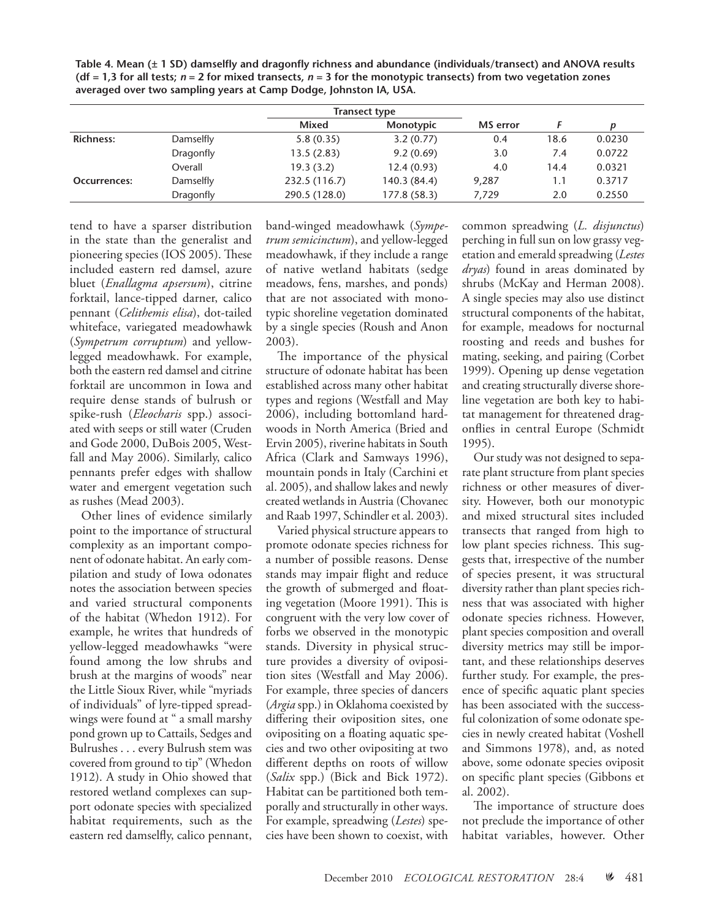**Table 4. Mean (± 1 SD) damselfly and dragonfly richness and abundance (individuals/transect) and ANOVA results (df = 1,3 for all tests; $n = 2$ for mixed transects, $n = 3$ for the monotypic transects) from two vegetation zones averaged over two sampling years at Camp Dodge, Johnston IA, USA.**

| | | Transect type | | | | |
|---|---|---|---|---|---|---|
| | | Mixed | Monotypic | MS error | $F$ | $p$ |
| **Richness:** | Damselfly | 5.8 (0.35) | 3.2 (0.77) | 0.4 | 18.6 | 0.0230 |
| | Dragonfly | 13.5 (2.83) | 9.2 (0.69) | 3.0 | 7.4 | 0.0722 |
| | Overall | 19.3 (3.2) | 12.4 (0.93) | 4.0 | 14.4 | 0.0321 |
| **Occurrences:** | Damselfly | 232.5 (116.7) | 140.3 (84.4) | 9,287 | 1.1 | 0.3717 |
| | Dragonfly | 290.5 (128.0) | 177.8 (58.3) | 7,729 | 2.0 | 0.2550 |

tend to have a sparser distribution in the state than the generalist and pioneering species (IOS 2005). These included eastern red damsel, azure bluet (*Enallagma apsersum*), citrine forktail, lance-tipped darner, calico pennant (*Celithemis elisa*), dot-tailed whiteface, variegated meadowhawk (*Sympetrum corruptum*) and yellow-legged meadowhawk. For example, both the eastern red damsel and citrine forktail are uncommon in Iowa and require dense stands of bulrush or spike-rush (*Eleocharis* spp.) associated with seeps or still water (Cruden and Gode 2000, DuBois 2005, Westfall and May 2006). Similarly, calico pennants prefer edges with shallow water and emergent vegetation such as rushes (Mead 2003).

Other lines of evidence similarly point to the importance of structural complexity as an important component of odonate habitat. An early compilation and study of Iowa odonates notes the association between species and varied structural components of the habitat (Whedon 1912). For example, he writes that hundreds of yellow-legged meadowhawks "were found among the low shrubs and brush at the margins of woods" near the Little Sioux River, while "myriads of individuals" of lyre-tipped spreadwings were found at " a small marshy pond grown up to Cattails, Sedges and Bulrushes . . . every Bulrush stem was covered from ground to tip" (Whedon 1912). A study in Ohio showed that restored wetland complexes can support odonate species with specialized habitat requirements, such as the eastern red damselfly, calico pennant, band-winged meadowhawk (*Sympetrum semicinctum*), and yellow-legged meadowhawk, if they include a range of native wetland habitats (sedge meadows, fens, marshes, and ponds) that are not associated with monotypic shoreline vegetation dominated by a single species (Roush and Anon 2003).

The importance of the physical structure of odonate habitat has been established across many other habitat types and regions (Westfall and May 2006), including bottomland hardwoods in North America (Bried and Ervin 2005), riverine habitats in South Africa (Clark and Samways 1996), mountain ponds in Italy (Carchini et al. 2005), and shallow lakes and newly created wetlands in Austria (Chovanec and Raab 1997, Schindler et al. 2003).

Varied physical structure appears to promote odonate species richness for a number of possible reasons. Dense stands may impair flight and reduce the growth of submerged and floating vegetation (Moore 1991). This is congruent with the very low cover of forbs we observed in the monotypic stands. Diversity in physical structure provides a diversity of oviposition sites (Westfall and May 2006). For example, three species of dancers (*Argia* spp.) in Oklahoma coexisted by differing their oviposition sites, one ovipositing on a floating aquatic species and two other ovipositing at two different depths on roots of willow (*Salix* spp.) (Bick and Bick 1972). Habitat can be partitioned both temporally and structurally in other ways. For example, spreadwing (*Lestes*) species have been shown to coexist, with common spreadwing (*L. disjunctus*) perching in full sun on low grassy vegetation and emerald spreadwing (*Lestes dryas*) found in areas dominated by shrubs (McKay and Herman 2008). A single species may also use distinct structural components of the habitat, for example, meadows for nocturnal roosting and reeds and bushes for mating, seeking, and pairing (Corbet 1999). Opening up dense vegetation and creating structurally diverse shoreline vegetation are both key to habitat management for threatened dragonflies in central Europe (Schmidt 1995).

Our study was not designed to separate plant structure from plant species richness or other measures of diversity. However, both our monotypic and mixed structural sites included transects that ranged from high to low plant species richness. This suggests that, irrespective of the number of species present, it was structural diversity rather than plant species richness that was associated with higher odonate species richness. However, plant species composition and overall diversity metrics may still be important, and these relationships deserves further study. For example, the presence of specific aquatic plant species has been associated with the successful colonization of some odonate species in newly created habitat (Voshell and Simmons 1978), and, as noted above, some odonate species oviposit on specific plant species (Gibbons et al. 2002).

The importance of structure does not preclude the importance of other habitat variables, however. Other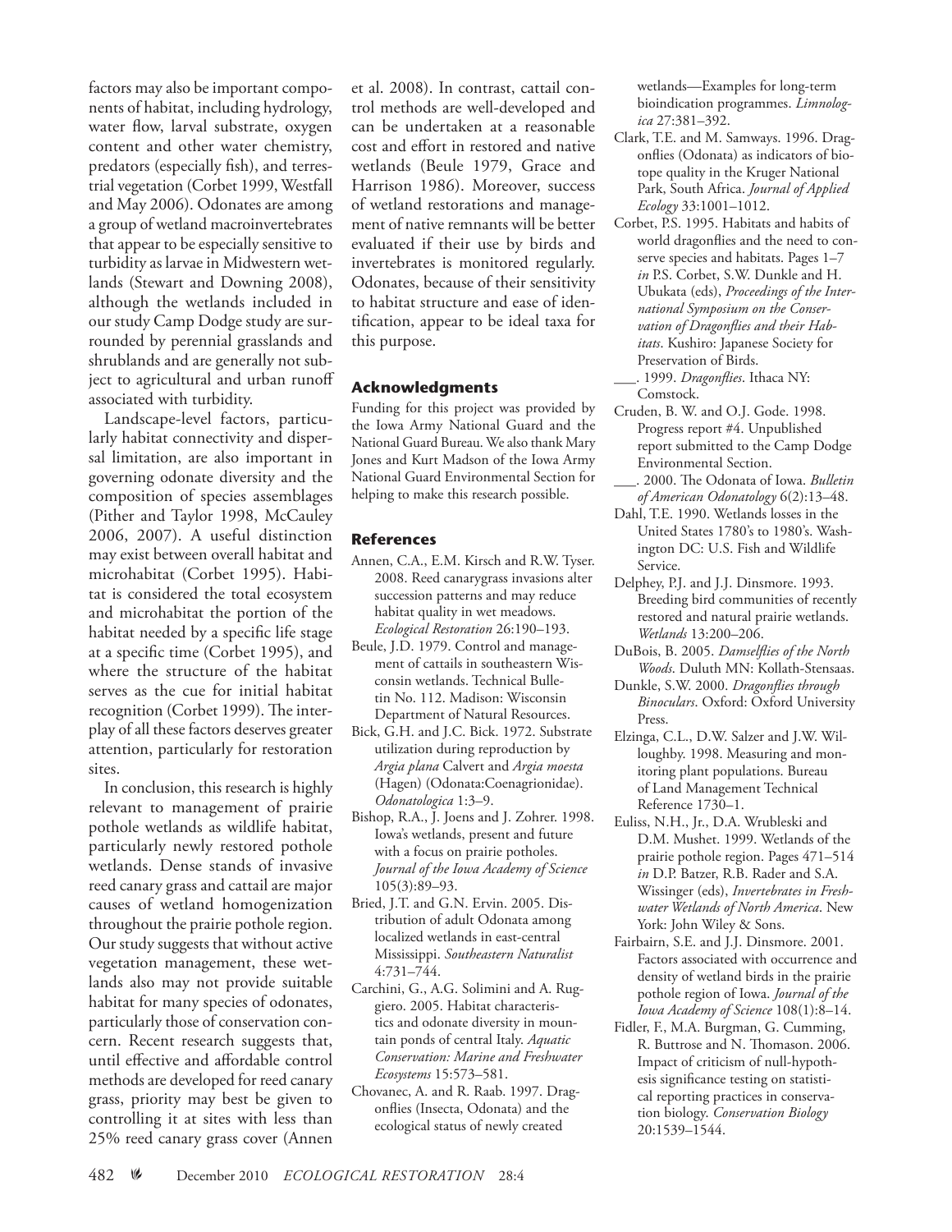factors may also be important components of habitat, including hydrology, water flow, larval substrate, oxygen content and other water chemistry, predators (especially fish), and terrestrial vegetation (Corbet 1999, Westfall and May 2006). Odonates are among a group of wetland macroinvertebrates that appear to be especially sensitive to turbidity as larvae in Midwestern wetlands (Stewart and Downing 2008), although the wetlands included in our study Camp Dodge study are surrounded by perennial grasslands and shrublands and are generally not subject to agricultural and urban runoff associated with turbidity.

Landscape-level factors, particularly habitat connectivity and dispersal limitation, are also important in governing odonate diversity and the composition of species assemblages (Pither and Taylor 1998, McCauley 2006, 2007). A useful distinction may exist between overall habitat and microhabitat (Corbet 1995). Habitat is considered the total ecosystem and microhabitat the portion of the habitat needed by a specific life stage at a specific time (Corbet 1995), and where the structure of the habitat serves as the cue for initial habitat recognition (Corbet 1999). The interplay of all these factors deserves greater attention, particularly for restoration sites.

In conclusion, this research is highly relevant to management of prairie pothole wetlands as wildlife habitat, particularly newly restored pothole wetlands. Dense stands of invasive reed canary grass and cattail are major causes of wetland homogenization throughout the prairie pothole region. Our study suggests that without active vegetation management, these wetlands also may not provide suitable habitat for many species of odonates, particularly those of conservation concern. Recent research suggests that, until effective and affordable control methods are developed for reed canary grass, priority may best be given to controlling it at sites with less than 25% reed canary grass cover (Annen et al. 2008). In contrast, cattail control methods are well-developed and can be undertaken at a reasonable cost and effort in restored and native wetlands (Beule 1979, Grace and Harrison 1986). Moreover, success of wetland restorations and management of native remnants will be better evaluated if their use by birds and invertebrates is monitored regularly. Odonates, because of their sensitivity to habitat structure and ease of identification, appear to be ideal taxa for this purpose.

## Acknowledgments

Funding for this project was provided by the Iowa Army National Guard and the National Guard Bureau. We also thank Mary Jones and Kurt Madson of the Iowa Army National Guard Environmental Section for helping to make this research possible.

## References

Annen, C.A., E.M. Kirsch and R.W. Tyser. 2008. Reed canarygrass invasions alter succession patterns and may reduce habitat quality in wet meadows. *Ecological Restoration* 26:190–193.

Beule, J.D. 1979. Control and management of cattails in southeastern Wisconsin wetlands. Technical Bulletin No. 112. Madison: Wisconsin Department of Natural Resources.

Bick, G.H. and J.C. Bick. 1972. Substrate utilization during reproduction by *Argia plana* Calvert and *Argia moesta* (Hagen) (Odonata:Coenagrionidae). *Odonatologica* 1:3–9.

Bishop, R.A., J. Joens and J. Zohrer. 1998. Iowa's wetlands, present and future with a focus on prairie potholes. *Journal of the Iowa Academy of Science* 105(3):89–93.

Bried, J.T. and G.N. Ervin. 2005. Distribution of adult Odonata among localized wetlands in east-central Mississippi. *Southeastern Naturalist* 4:731–744.

Carchini, G., A.G. Solimini and A. Ruggiero. 2005. Habitat characteristics and odonate diversity in mountain ponds of central Italy. *Aquatic Conservation: Marine and Freshwater Ecosystems* 15:573–581.

Chovanec, A. and R. Raab. 1997. Dragonflies (Insecta, Odonata) and the ecological status of newly created wetlands—Examples for long-term bioindication programmes. *Limnologica* 27:381–392.

Clark, T.E. and M. Samways. 1996. Dragonflies (Odonata) as indicators of biotope quality in the Kruger National Park, South Africa. *Journal of Applied Ecology* 33:1001–1012.

Corbet, P.S. 1995. Habitats and habits of world dragonflies and the need to conserve species and habitats. Pages 1–7 *in* P.S. Corbet, S.W. Dunkle and H. Ubukata (eds), *Proceedings of the International Symposium on the Conservation of Dragonflies and their Habitats*. Kushiro: Japanese Society for Preservation of Birds.

___. 1999. *Dragonflies*. Ithaca NY: Comstock.

Cruden, B. W. and O.J. Gode. 1998. Progress report #4. Unpublished report submitted to the Camp Dodge Environmental Section.

___. 2000. The Odonata of Iowa. *Bulletin of American Odonatology* 6(2):13–48.

Dahl, T.E. 1990. Wetlands losses in the United States 1780's to 1980's. Washington DC: U.S. Fish and Wildlife Service.

Delphey, P.J. and J.J. Dinsmore. 1993. Breeding bird communities of recently restored and natural prairie wetlands. *Wetlands* 13:200–206.

DuBois, B. 2005. *Damselflies of the North Woods*. Duluth MN: Kollath-Stensaas.

Dunkle, S.W. 2000. *Dragonflies through Binoculars*. Oxford: Oxford University Press.

Elzinga, C.L., D.W. Salzer and J.W. Willoughby. 1998. Measuring and monitoring plant populations. Bureau of Land Management Technical Reference 1730–1.

Euliss, N.H., Jr., D.A. Wrubleski and D.M. Mushet. 1999. Wetlands of the prairie pothole region. Pages 471–514 *in* D.P. Batzer, R.B. Rader and S.A. Wissinger (eds), *Invertebrates in Freshwater Wetlands of North America*. New York: John Wiley & Sons.

Fairbairn, S.E. and J.J. Dinsmore. 2001. Factors associated with occurrence and density of wetland birds in the prairie pothole region of Iowa. *Journal of the Iowa Academy of Science* 108(1):8–14.

Fidler, F., M.A. Burgman, G. Cumming, R. Buttrose and N. Thomason. 2006. Impact of criticism of null-hypothesis significance testing on statistical reporting practices in conservation biology. *Conservation Biology* 20:1539–1544.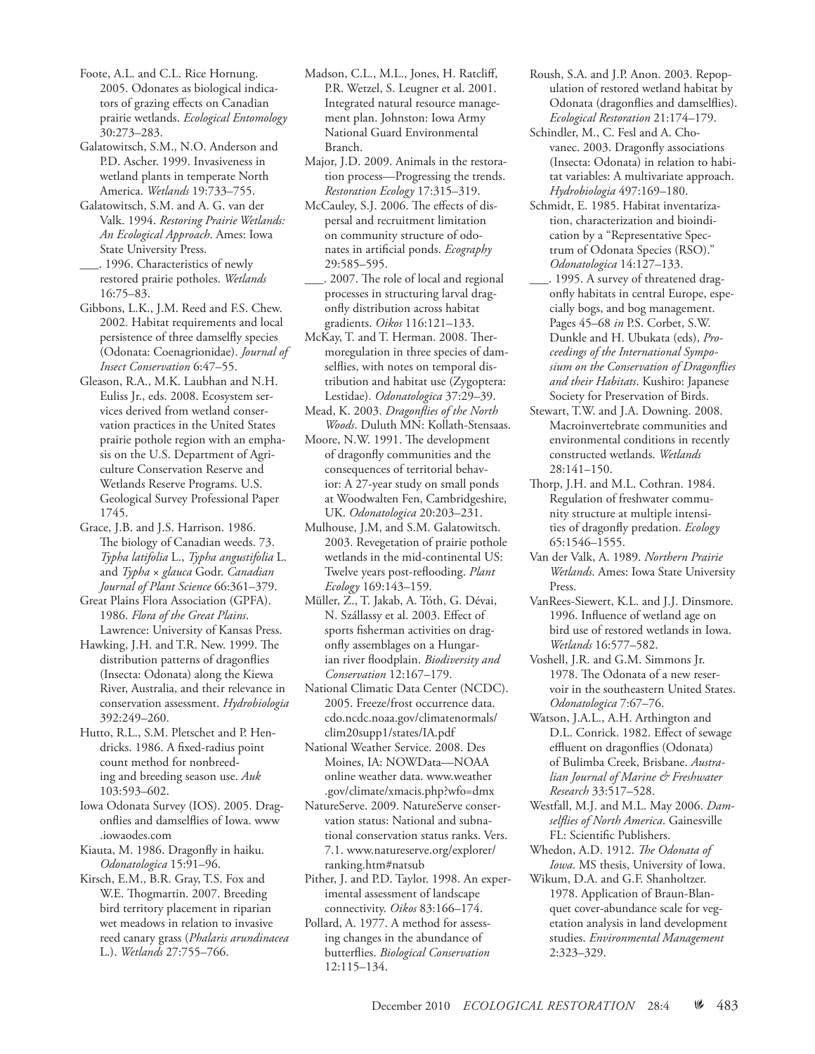Foote, A.L. and C.L. Rice Hornung. 2005. Odonates as biological indicators of grazing effects on Canadian prairie wetlands. *Ecological Entomology* 30:273–283.

Galatowitsch, S.M., N.O. Anderson and P.D. Ascher. 1999. Invasiveness in wetland plants in temperate North America. *Wetlands* 19:733–755.

Galatowitsch, S.M. and A. G. van der Valk. 1994. *Restoring Prairie Wetlands: An Ecological Approach*. Ames: Iowa State University Press.

___. 1996. Characteristics of newly restored prairie potholes. *Wetlands* 16:75–83.

Gibbons, L.K., J.M. Reed and F.S. Chew. 2002. Habitat requirements and local persistence of three damselfly species (Odonata: Coenagrionidae). *Journal of Insect Conservation* 6:47–55.

Gleason, R.A., M.K. Laubhan and N.H. Euliss Jr., eds. 2008. Ecosystem services derived from wetland conservation practices in the United States prairie pothole region with an emphasis on the U.S. Department of Agriculture Conservation Reserve and Wetlands Reserve Programs. U.S. Geological Survey Professional Paper 1745.

Grace, J.B. and J.S. Harrison. 1986. The biology of Canadian weeds. 73. *Typha latifolia* L., *Typha angustifolia* L. and *Typha* × *glauca* Godr. *Canadian Journal of Plant Science* 66:361–379.

Great Plains Flora Association (GPFA). 1986. *Flora of the Great Plains*. Lawrence: University of Kansas Press.

Hawking, J.H. and T.R. New. 1999. The distribution patterns of dragonflies (Insecta: Odonata) along the Kiewa River, Australia, and their relevance in conservation assessment. *Hydrobiologia* 392:249–260.

Hutto, R.L., S.M. Pletschet and P. Hendricks. 1986. A fixed-radius point count method for nonbreeding and breeding season use. *Auk* 103:593–602.

Iowa Odonata Survey (IOS). 2005. Dragonflies and damselflies of Iowa. www.iowaodes.com

Kiauta, M. 1986. Dragonfly in haiku. *Odonatologica* 15:91–96.

Kirsch, E.M., B.R. Gray, T.S. Fox and W.E. Thogmartin. 2007. Breeding bird territory placement in riparian wet meadows in relation to invasive reed canary grass (*Phalaris arundinacea* L.). *Wetlands* 27:755–766.

Madson, C.L., M.L., Jones, H. Ratcliff, P.R. Wetzel, S. Leugner et al. 2001. Integrated natural resource management plan. Johnston: Iowa Army National Guard Environmental Branch.

Major, J.D. 2009. Animals in the restoration process—Progressing the trends. *Restoration Ecology* 17:315–319.

McCauley, S.J. 2006. The effects of dispersal and recruitment limitation on community structure of odonates in artificial ponds. *Ecography* 29:585–595.

___. 2007. The role of local and regional processes in structuring larval dragonfly distribution across habitat gradients. *Oikos* 116:121–133.

McKay, T. and T. Herman. 2008. Thermoregulation in three species of damselflies, with notes on temporal distribution and habitat use (Zygoptera: Lestidae). *Odonatologica* 37:29–39.

Mead, K. 2003. *Dragonflies of the North Woods*. Duluth MN: Kollath-Stensaas.

Moore, N.W. 1991. The development of dragonfly communities and the consequences of territorial behavior: A 27-year study on small ponds at Woodwalten Fen, Cambridgeshire, UK. *Odonatologica* 20:203–231.

Mulhouse, J.M, and S.M. Galatowitsch. 2003. Revegetation of prairie pothole wetlands in the mid-continental US: Twelve years post-reflooding. *Plant Ecology* 169:143–159.

Müller, Z., T. Jakab, A. Tóth, G. Dévai, N. Szállassy et al. 2003. Effect of sports fisherman activities on dragonfly assemblages on a Hungarian river floodplain. *Biodiversity and Conservation* 12:167–179.

National Climatic Data Center (NCDC). 2005. Freeze/frost occurrence data. cdo.ncdc.noaa.gov/climatenormals/clim20supp1/states/IA.pdf

National Weather Service. 2008. Des Moines, IA: NOWData—NOAA online weather data. www.weather.gov/climate/xmacis.php?wfo=dmx

NatureServe. 2009. NatureServe conservation status: National and subnational conservation status ranks. Vers. 7.1. www.natureserve.org/explorer/ranking.htm#natsub

Pither, J. and P.D. Taylor. 1998. An experimental assessment of landscape connectivity. *Oikos* 83:166–174.

Pollard, A. 1977. A method for assessing changes in the abundance of butterflies. *Biological Conservation* 12:115–134.

Roush, S.A. and J.P. Anon. 2003. Repopulation of restored wetland habitat by Odonata (dragonflies and damselflies). *Ecological Restoration* 21:174–179.

Schindler, M., C. Fesl and A. Chovanec. 2003. Dragonfly associations (Insecta: Odonata) in relation to habitat variables: A multivariate approach. *Hydrobiologia* 497:169–180.

Schmidt, E. 1985. Habitat inventarization, characterization and bioindication by a "Representative Spectrum of Odonata Species (RSO)." *Odonatologica* 14:127–133.

___. 1995. A survey of threatened dragonfly habitats in central Europe, especially bogs, and bog management. Pages 45–68 *in* P.S. Corbet, S.W. Dunkle and H. Ubukata (eds), *Proceedings of the International Symposium on the Conservation of Dragonflies and their Habitats*. Kushiro: Japanese Society for Preservation of Birds.

Stewart, T.W. and J.A. Downing. 2008. Macroinvertebrate communities and environmental conditions in recently constructed wetlands. *Wetlands* 28:141–150.

Thorp, J.H. and M.L. Cothran. 1984. Regulation of freshwater community structure at multiple intensities of dragonfly predation. *Ecology* 65:1546–1555.

Van der Valk, A. 1989. *Northern Prairie Wetlands*. Ames: Iowa State University Press.

VanRees-Siewert, K.L. and J.J. Dinsmore. 1996. Influence of wetland age on bird use of restored wetlands in Iowa. *Wetlands* 16:577–582.

Voshell, J.R. and G.M. Simmons Jr. 1978. The Odonata of a new reservoir in the southeastern United States. *Odonatologica* 7:67–76.

Watson, J.A.L., A.H. Arthington and D.L. Conrick. 1982. Effect of sewage effluent on dragonflies (Odonata) of Bulimba Creek, Brisbane. *Australian Journal of Marine & Freshwater Research* 33:517–528.

Westfall, M.J. and M.L. May 2006. *Damselflies of North America*. Gainesville FL: Scientific Publishers.

Whedon, A.D. 1912. *The Odonata of Iowa*. MS thesis, University of Iowa.

Wikum, D.A. and G.F. Shanholtzer. 1978. Application of Braun-Blanquet cover-abundance scale for vegetation analysis in land development studies. *Environmental Management* 2:323–329.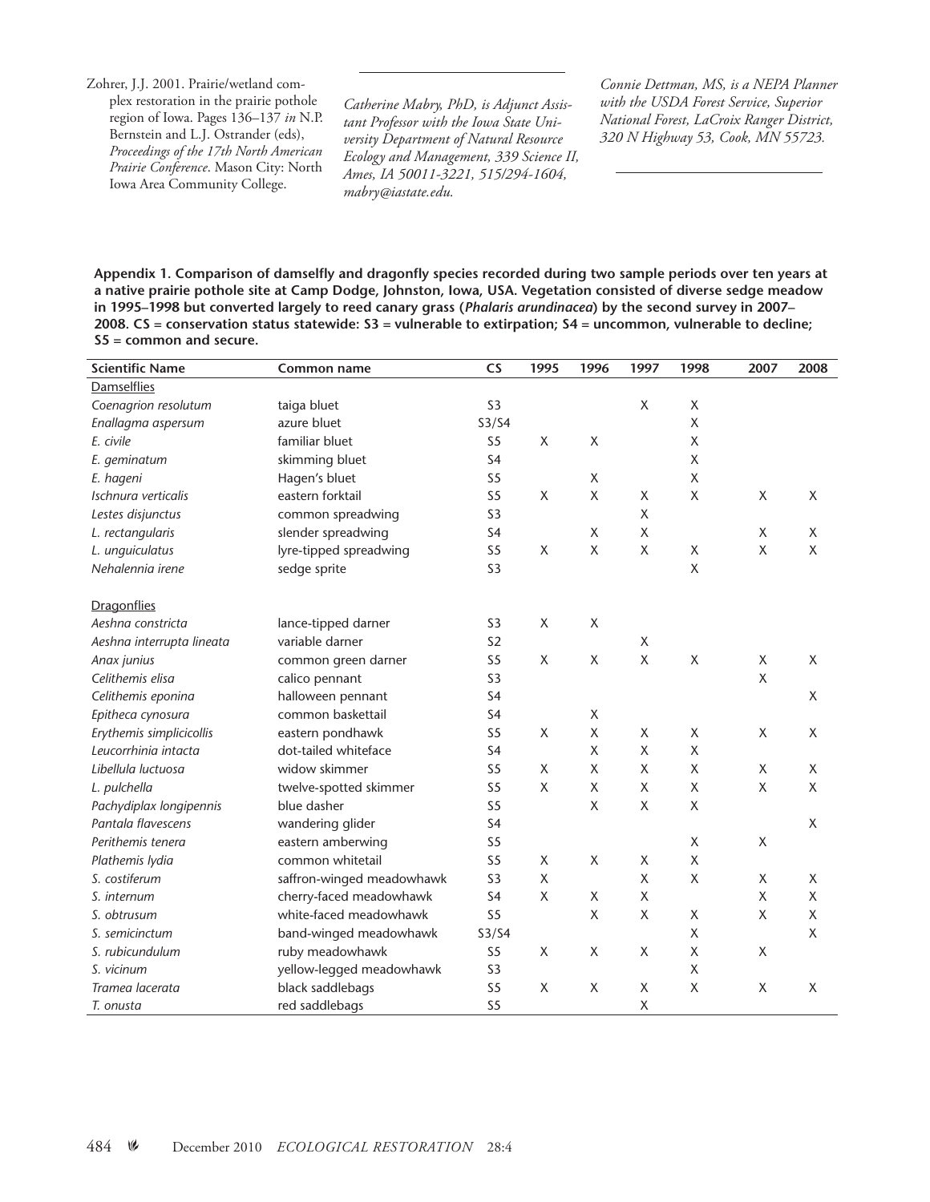Zohrer, J.J. 2001. Prairie/wetland complex restoration in the prairie pothole region of Iowa. Pages 136–137 *in* N.P. Bernstein and L.J. Ostrander (eds), *Proceedings of the 17th North American Prairie Conference*. Mason City: North Iowa Area Community College.

*Catherine Mabry, PhD, is Adjunct Assistant Professor with the Iowa State University Department of Natural Resource Ecology and Management, 339 Science II, Ames, IA 50011-3221, 515/294-1604, mabry@iastate.edu.*

*Connie Dettman, MS, is a NEPA Planner with the USDA Forest Service, Superior National Forest, LaCroix Ranger District, 320 N Highway 53, Cook, MN 55723.*

**Appendix 1. Comparison of damselfly and dragonfly species recorded during two sample periods over ten years at a native prairie pothole site at Camp Dodge, Johnston, Iowa, USA. Vegetation consisted of diverse sedge meadow in 1995–1998 but converted largely to reed canary grass (*Phalaris arundinacea*) by the second survey in 2007–2008. CS = conservation status statewide: S3 = vulnerable to extirpation; S4 = uncommon, vulnerable to decline; S5 = common and secure.**

| Scientific Name | Common name | CS | 1995 | 1996 | 1997 | 1998 | 2007 | 2008 |
|---|---|---|---|---|---|---|---|---|
| Damselflies | | | | | | | | |
| *Coenagrion resolutum* | taiga bluet | S3 | | | X | X | | |
| *Enallagma aspersum* | azure bluet | S3/S4 | | | | X | | |
| *E. civile* | familiar bluet | S5 | X | X | | X | | |
| *E. geminatum* | skimming bluet | S4 | | | | X | | |
| *E. hageni* | Hagen's bluet | S5 | | X | | X | | |
| *Ischnura verticalis* | eastern forktail | S5 | X | X | X | X | X | X |
| *Lestes disjunctus* | common spreadwing | S3 | | | X | | | |
| *L. rectangularis* | slender spreadwing | S4 | | X | X | | X | X |
| *L. unguiculatus* | lyre-tipped spreadwing | S5 | X | X | X | X | X | X |
| *Nehalennia irene* | sedge sprite | S3 | | | | X | | |
| Dragonflies | | | | | | | | |
| *Aeshna constricta* | lance-tipped darner | S3 | X | X | | | | |
| *Aeshna interrupta lineata* | variable darner | S2 | | | X | | | |
| *Anax junius* | common green darner | S5 | X | X | X | X | X | X |
| *Celithemis elisa* | calico pennant | S3 | | | | | X | |
| *Celithemis eponina* | halloween pennant | S4 | | | | | | X |
| *Epitheca cynosura* | common baskettail | S4 | | X | | | | |
| *Erythemis simplicicollis* | eastern pondhawk | S5 | X | X | X | X | X | X |
| *Leucorrhinia intacta* | dot-tailed whiteface | S4 | | X | X | X | | |
| *Libellula luctuosa* | widow skimmer | S5 | X | X | X | X | X | X |
| *L. pulchella* | twelve-spotted skimmer | S5 | X | X | X | X | X | X |
| *Pachydiplax longipennis* | blue dasher | S5 | | X | X | X | | |
| *Pantala flavescens* | wandering glider | S4 | | | | | | X |
| *Perithemis tenera* | eastern amberwing | S5 | | | | X | X | |
| *Plathemis lydia* | common whitetail | S5 | X | X | X | X | | |
| *S. costiferum* | saffron-winged meadowhawk | S3 | X | | X | X | X | X |
| *S. internum* | cherry-faced meadowhawk | S4 | X | X | X | | X | X |
| *S. obtrusum* | white-faced meadowhawk | S5 | | X | X | X | X | X |
| *S. semicinctum* | band-winged meadowhawk | S3/S4 | | | | X | | X |
| *S. rubicundulum* | ruby meadowhawk | S5 | X | X | X | X | X | |
| *S. vicinum* | yellow-legged meadowhawk | S3 | | | | X | | |
| *Tramea lacerata* | black saddlebags | S5 | X | X | X | X | X | X |
| *T. onusta* | red saddlebags | S5 | | | X | | | |